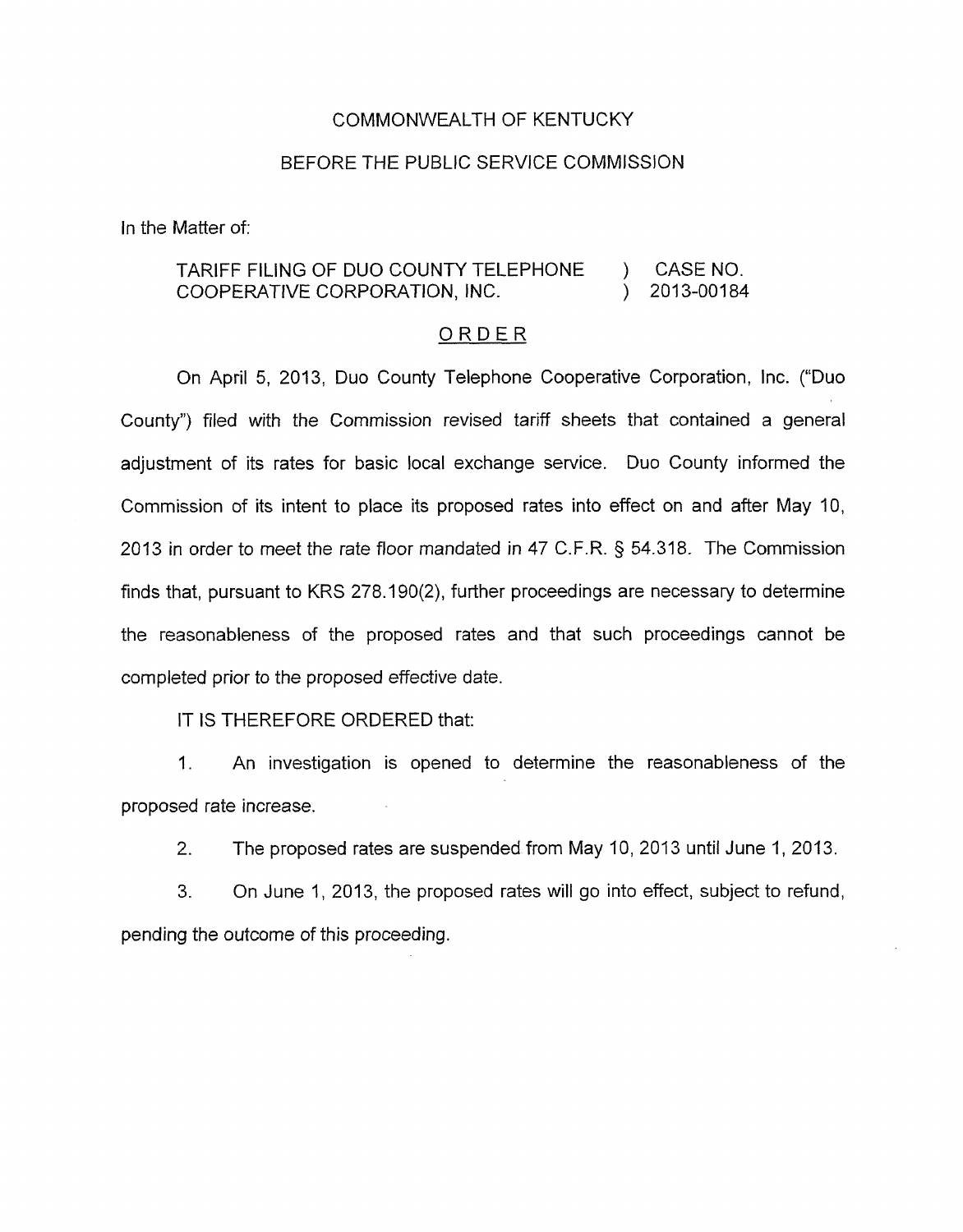COMMONWEALTH OF KENTUCKY

BEFORE THE PUBLIC SERVICE COMMISSION

In the Matter of:

TARIFF FILING OF DUO COUNTY TELEPHONE COOPERATIVE CORPORATION, INC. ) CASE NO. 2013-00184

## ORDER

On April 5, 2013, Duo County Telephone Cooperative Corporation, Inc. ("Duo County") filed with the Commission revised tariff sheets that contained a general adjustment of its rates for basic local exchange service. Duo County informed the Commission of its intent to place its proposed rates into effect on and after May 10, 2013 in order to meet the rate floor mandated in 47 C.F.R. § 54.318. The Commission finds that, pursuant to KRS 278.190(2), further proceedings are necessary to determine the reasonableness of the proposed rates and that such proceedings cannot be completed prior to the proposed effective date.

IT IS THEREFORE ORDERED that:

1. An investigation is opened to determine the reasonableness of the proposed rate increase.

2. The proposed rates are suspended from May 10, 2013 until June 1, 2013.

3. On June 1, 2013, the proposed rates will go into effect, subject to refund, pending the outcome of this proceeding.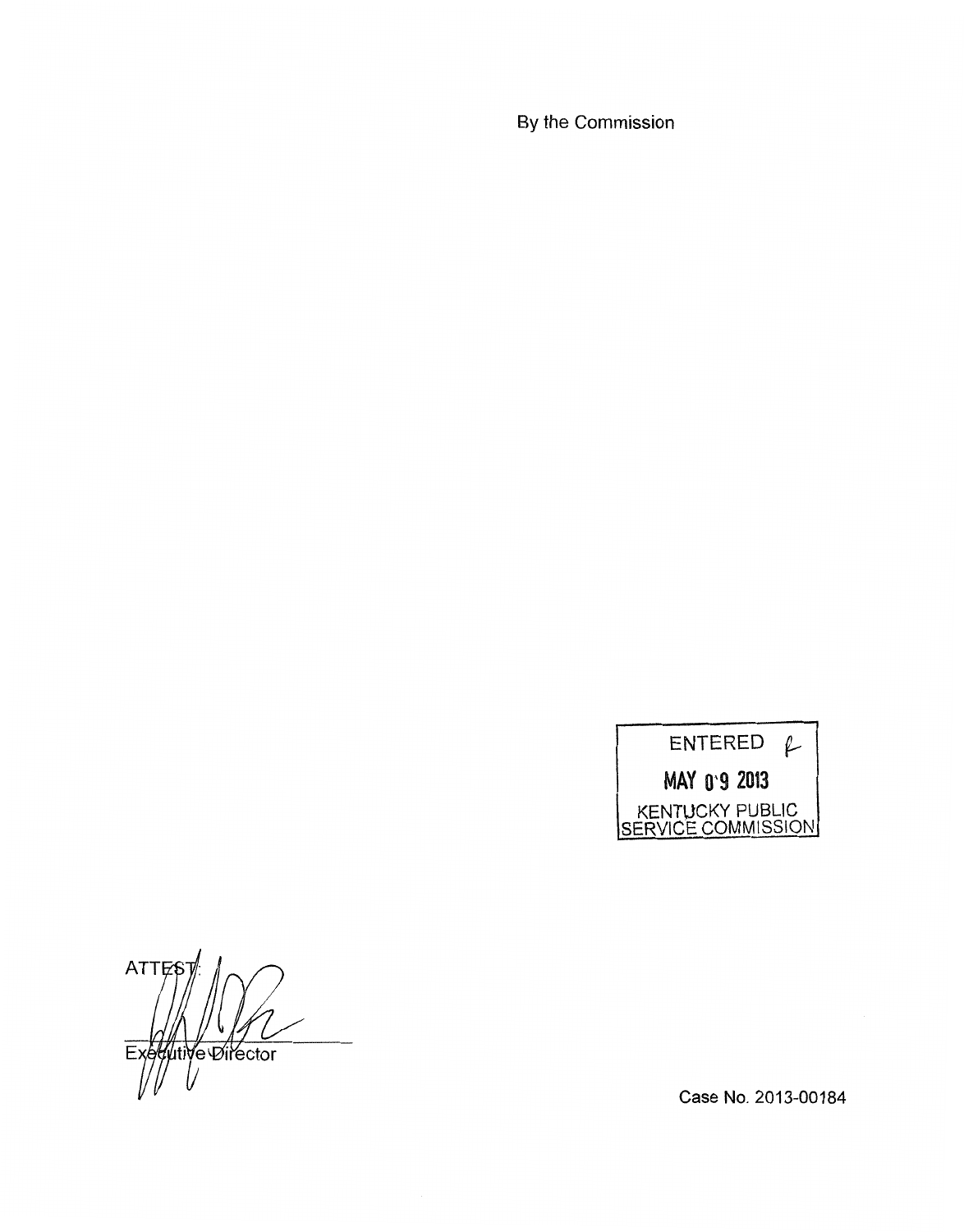By the Commission

ENTERED

MAY 09 2013

KENTUCKY PUBLIC SERVICE COMMISSION

ATTEST:

Executive Director

Case No. 2013-00184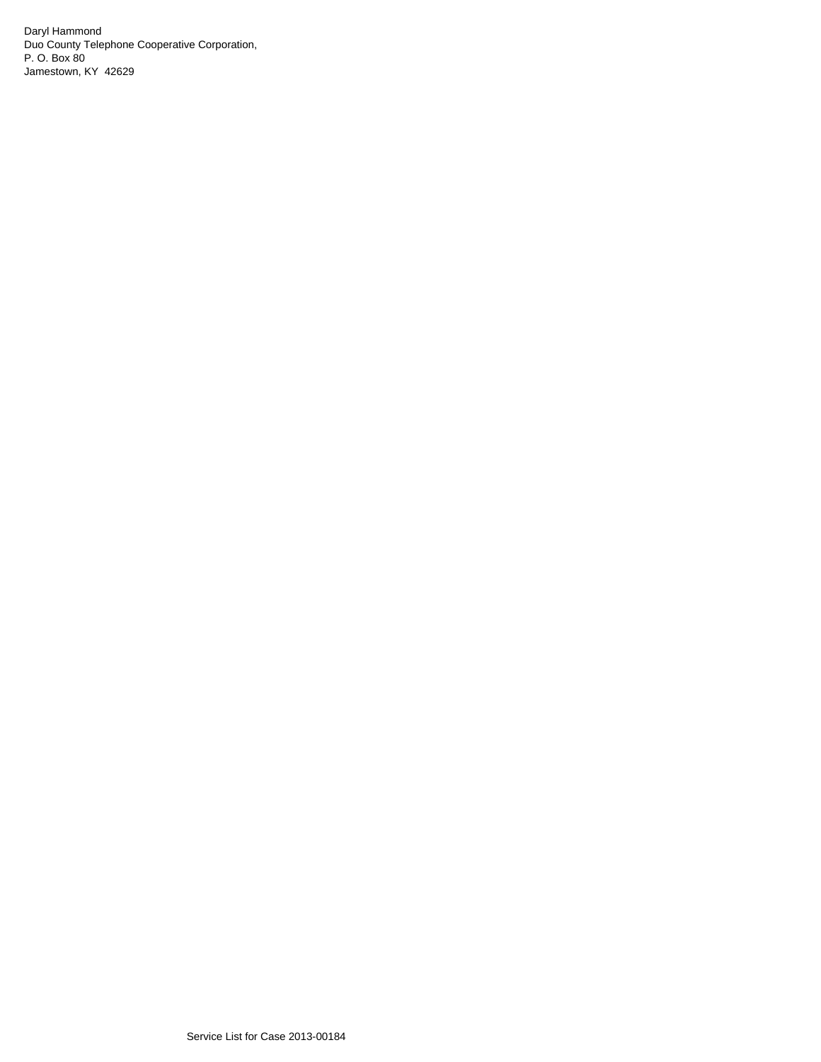Daryl Hammond
Duo County Telephone Cooperative Corporation,
P. O. Box 80
Jamestown, KY 42629

Service List for Case 2013-00184